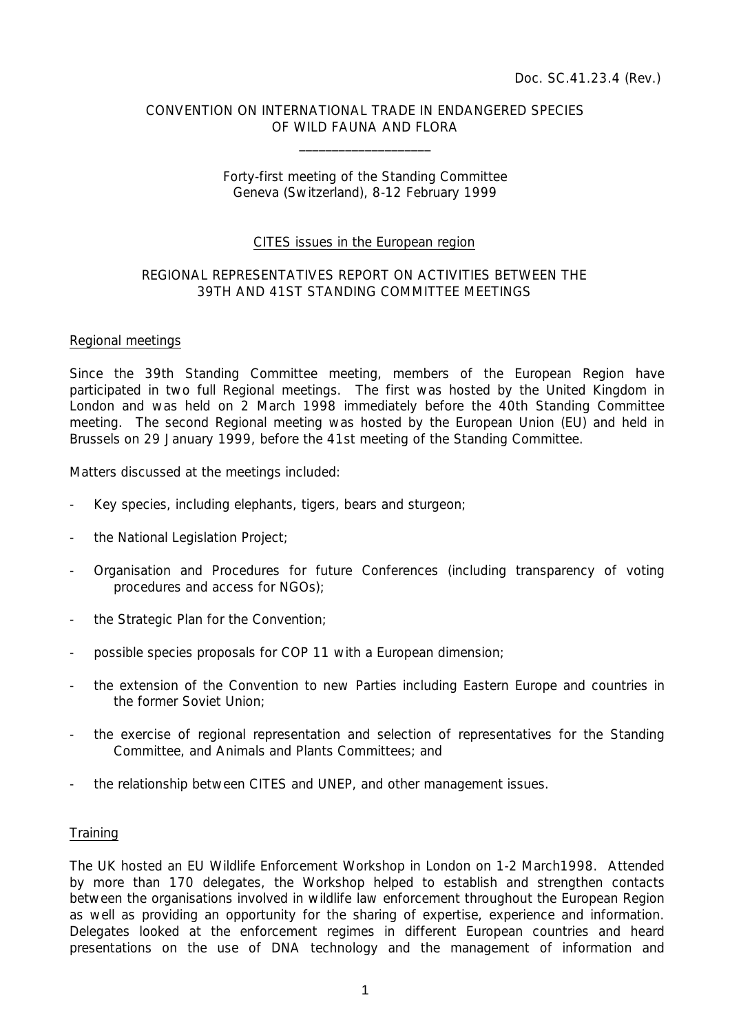Doc. SC.41.23.4 (Rev.)

CONVENTION ON INTERNATIONAL TRADE IN ENDANGERED SPECIES
OF WILD FAUNA AND FLORA

___________________

Forty-first meeting of the Standing Committee
Geneva (Switzerland), 8-12 February 1999

CITES issues in the European region

REGIONAL REPRESENTATIVES REPORT ON ACTIVITIES BETWEEN THE
39TH AND 41ST STANDING COMMITTEE MEETINGS

Regional meetings

Since the 39th Standing Committee meeting, members of the European Region have participated in two full Regional meetings. The first was hosted by the United Kingdom in London and was held on 2 March 1998 immediately before the 40th Standing Committee meeting. The second Regional meeting was hosted by the European Union (EU) and held in Brussels on 29 January 1999, before the 41st meeting of the Standing Committee.

Matters discussed at the meetings included:

- Key species, including elephants, tigers, bears and sturgeon;
- the National Legislation Project;
- Organisation and Procedures for future Conferences (including transparency of voting procedures and access for NGOs);
- the Strategic Plan for the Convention;
- possible species proposals for COP 11 with a European dimension;
- the extension of the Convention to new Parties including Eastern Europe and countries in the former Soviet Union;
- the exercise of regional representation and selection of representatives for the Standing Committee, and Animals and Plants Committees; and
- the relationship between CITES and UNEP, and other management issues.

Training

The UK hosted an EU Wildlife Enforcement Workshop in London on 1-2 March1998. Attended by more than 170 delegates, the Workshop helped to establish and strengthen contacts between the organisations involved in wildlife law enforcement throughout the European Region as well as providing an opportunity for the sharing of expertise, experience and information. Delegates looked at the enforcement regimes in different European countries and heard presentations on the use of DNA technology and the management of information and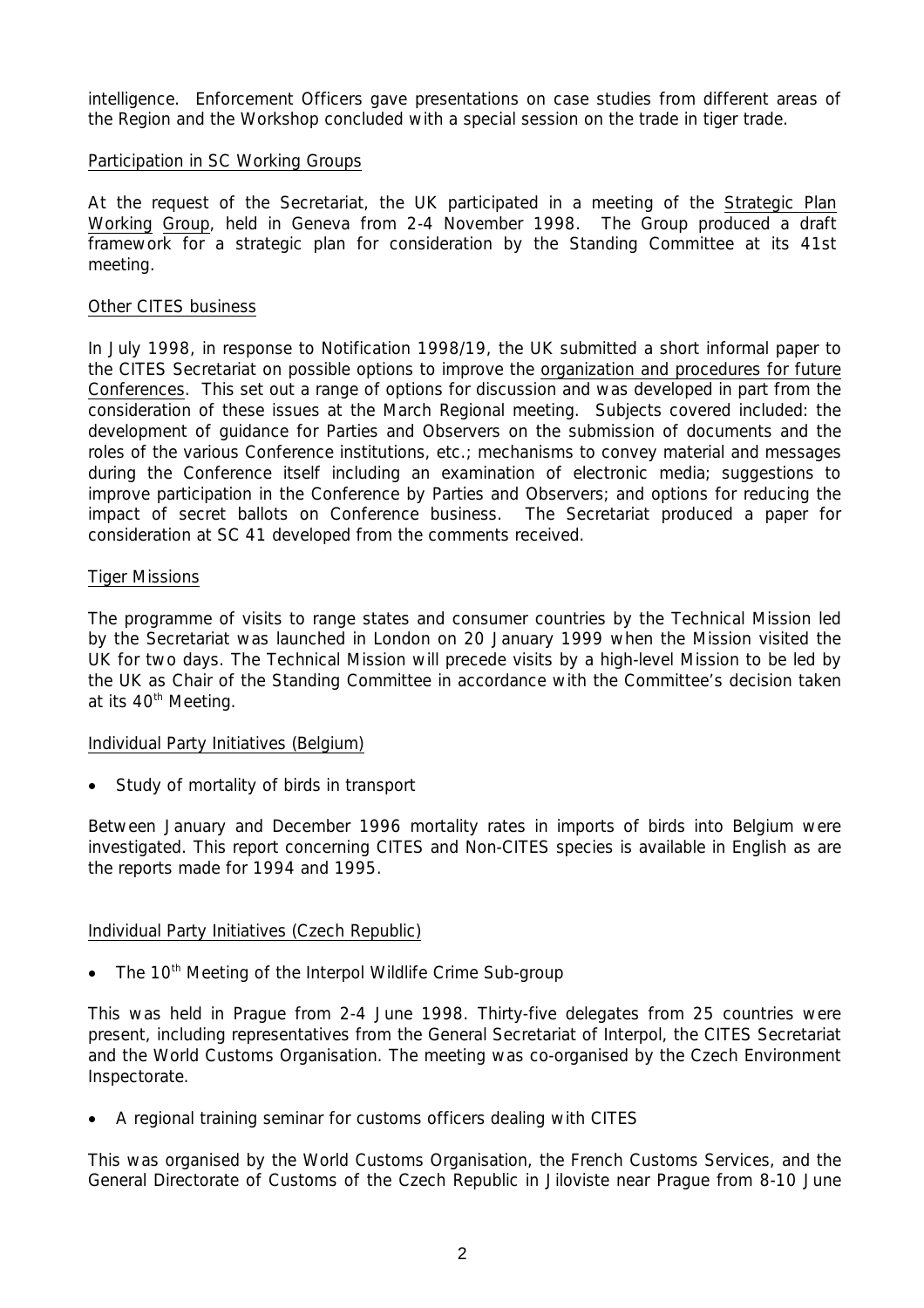intelligence. Enforcement Officers gave presentations on case studies from different areas of the Region and the Workshop concluded with a special session on the trade in tiger trade.

Participation in SC Working Groups

At the request of the Secretariat, the UK participated in a meeting of the Strategic Plan Working Group, held in Geneva from 2-4 November 1998. The Group produced a draft framework for a strategic plan for consideration by the Standing Committee at its 41st meeting.

Other CITES business

In July 1998, in response to Notification 1998/19, the UK submitted a short informal paper to the CITES Secretariat on possible options to improve the organization and procedures for future Conferences. This set out a range of options for discussion and was developed in part from the consideration of these issues at the March Regional meeting. Subjects covered included: the development of guidance for Parties and Observers on the submission of documents and the roles of the various Conference institutions, etc.; mechanisms to convey material and messages during the Conference itself including an examination of electronic media; suggestions to improve participation in the Conference by Parties and Observers; and options for reducing the impact of secret ballots on Conference business. The Secretariat produced a paper for consideration at SC 41 developed from the comments received.

Tiger Missions

The programme of visits to range states and consumer countries by the Technical Mission led by the Secretariat was launched in London on 20 January 1999 when the Mission visited the UK for two days. The Technical Mission will precede visits by a high-level Mission to be led by the UK as Chair of the Standing Committee in accordance with the Committee's decision taken at its 40th Meeting.

Individual Party Initiatives (Belgium)

- Study of mortality of birds in transport

Between January and December 1996 mortality rates in imports of birds into Belgium were investigated. This report concerning CITES and Non-CITES species is available in English as are the reports made for 1994 and 1995.

Individual Party Initiatives (Czech Republic)

- The 10th Meeting of the Interpol Wildlife Crime Sub-group

This was held in Prague from 2-4 June 1998. Thirty-five delegates from 25 countries were present, including representatives from the General Secretariat of Interpol, the CITES Secretariat and the World Customs Organisation. The meeting was co-organised by the Czech Environment Inspectorate.

- A regional training seminar for customs officers dealing with CITES

This was organised by the World Customs Organisation, the French Customs Services, and the General Directorate of Customs of the Czech Republic in Jiloviste near Prague from 8-10 June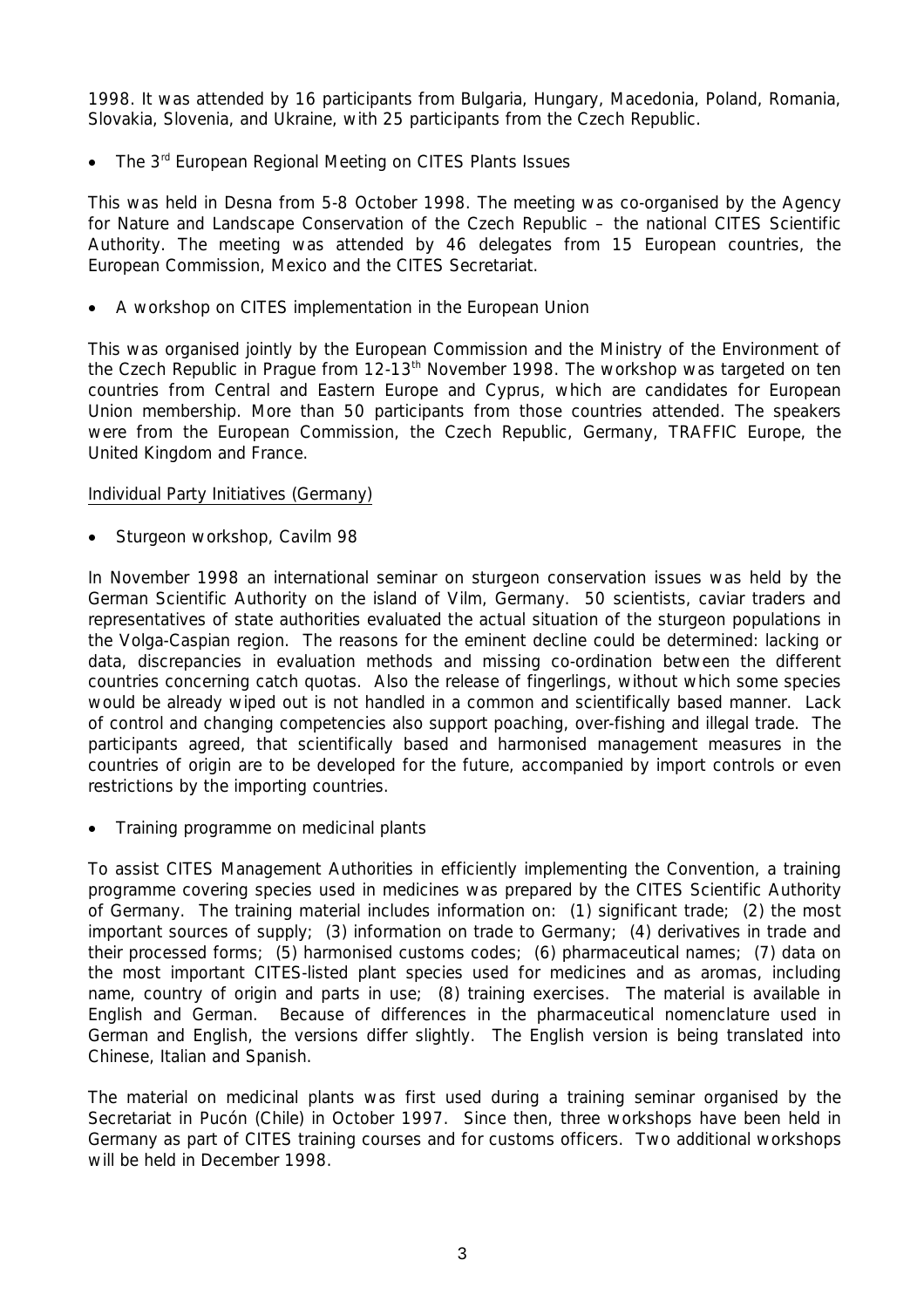1998. It was attended by 16 participants from Bulgaria, Hungary, Macedonia, Poland, Romania, Slovakia, Slovenia, and Ukraine, with 25 participants from the Czech Republic.

- The 3rd European Regional Meeting on CITES Plants Issues

This was held in Desna from 5-8 October 1998. The meeting was co-organised by the Agency for Nature and Landscape Conservation of the Czech Republic – the national CITES Scientific Authority. The meeting was attended by 46 delegates from 15 European countries, the European Commission, Mexico and the CITES Secretariat.

- A workshop on CITES implementation in the European Union

This was organised jointly by the European Commission and the Ministry of the Environment of the Czech Republic in Prague from 12-13th November 1998. The workshop was targeted on ten countries from Central and Eastern Europe and Cyprus, which are candidates for European Union membership. More than 50 participants from those countries attended. The speakers were from the European Commission, the Czech Republic, Germany, TRAFFIC Europe, the United Kingdom and France.

Individual Party Initiatives (Germany)

- Sturgeon workshop, Cavilm 98

In November 1998 an international seminar on sturgeon conservation issues was held by the German Scientific Authority on the island of Vilm, Germany. 50 scientists, caviar traders and representatives of state authorities evaluated the actual situation of the sturgeon populations in the Volga-Caspian region. The reasons for the eminent decline could be determined: lacking or data, discrepancies in evaluation methods and missing co-ordination between the different countries concerning catch quotas. Also the release of fingerlings, without which some species would be already wiped out is not handled in a common and scientifically based manner. Lack of control and changing competencies also support poaching, over-fishing and illegal trade. The participants agreed, that scientifically based and harmonised management measures in the countries of origin are to be developed for the future, accompanied by import controls or even restrictions by the importing countries.

- Training programme on medicinal plants

To assist CITES Management Authorities in efficiently implementing the Convention, a training programme covering species used in medicines was prepared by the CITES Scientific Authority of Germany. The training material includes information on: (1) significant trade; (2) the most important sources of supply; (3) information on trade to Germany; (4) derivatives in trade and their processed forms; (5) harmonised customs codes; (6) pharmaceutical names; (7) data on the most important CITES-listed plant species used for medicines and as aromas, including name, country of origin and parts in use; (8) training exercises. The material is available in English and German. Because of differences in the pharmaceutical nomenclature used in German and English, the versions differ slightly. The English version is being translated into Chinese, Italian and Spanish.

The material on medicinal plants was first used during a training seminar organised by the Secretariat in Pucón (Chile) in October 1997. Since then, three workshops have been held in Germany as part of CITES training courses and for customs officers. Two additional workshops will be held in December 1998.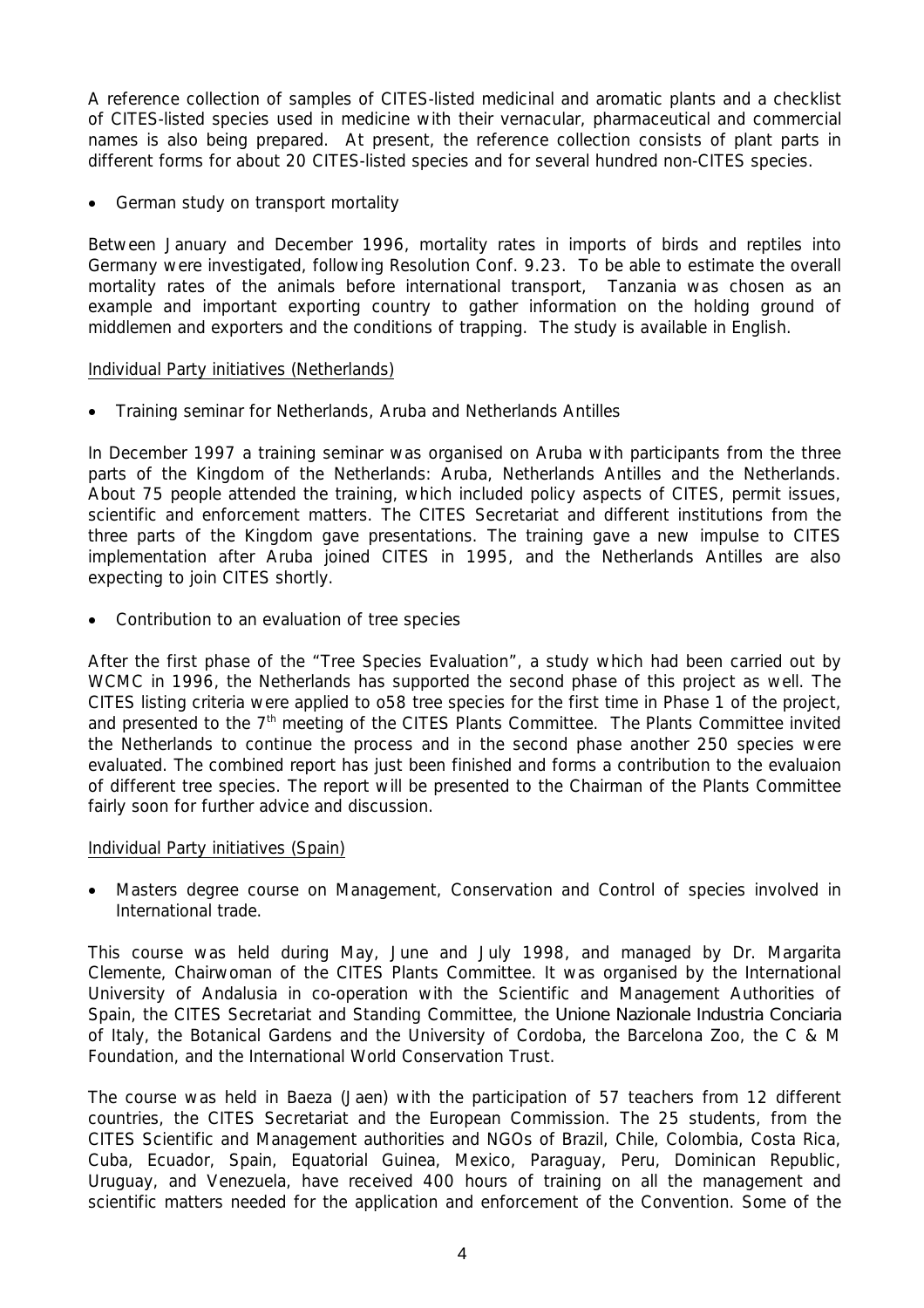A reference collection of samples of CITES-listed medicinal and aromatic plants and a checklist of CITES-listed species used in medicine with their vernacular, pharmaceutical and commercial names is also being prepared. At present, the reference collection consists of plant parts in different forms for about 20 CITES-listed species and for several hundred non-CITES species.

- German study on transport mortality

Between January and December 1996, mortality rates in imports of birds and reptiles into Germany were investigated, following Resolution Conf. 9.23. To be able to estimate the overall mortality rates of the animals before international transport, Tanzania was chosen as an example and important exporting country to gather information on the holding ground of middlemen and exporters and the conditions of trapping. The study is available in English.

Individual Party initiatives (Netherlands)

- Training seminar for Netherlands, Aruba and Netherlands Antilles

In December 1997 a training seminar was organised on Aruba with participants from the three parts of the Kingdom of the Netherlands: Aruba, Netherlands Antilles and the Netherlands. About 75 people attended the training, which included policy aspects of CITES, permit issues, scientific and enforcement matters. The CITES Secretariat and different institutions from the three parts of the Kingdom gave presentations. The training gave a new impulse to CITES implementation after Aruba joined CITES in 1995, and the Netherlands Antilles are also expecting to join CITES shortly.

- Contribution to an evaluation of tree species

After the first phase of the "Tree Species Evaluation", a study which had been carried out by WCMC in 1996, the Netherlands has supported the second phase of this project as well. The CITES listing criteria were applied to o58 tree species for the first time in Phase 1 of the project, and presented to the 7th meeting of the CITES Plants Committee. The Plants Committee invited the Netherlands to continue the process and in the second phase another 250 species were evaluated. The combined report has just been finished and forms a contribution to the evaluaion of different tree species. The report will be presented to the Chairman of the Plants Committee fairly soon for further advice and discussion.

Individual Party initiatives (Spain)

- Masters degree course on Management, Conservation and Control of species involved in International trade.

This course was held during May, June and July 1998, and managed by Dr. Margarita Clemente, Chairwoman of the CITES Plants Committee. It was organised by the International University of Andalusia in co-operation with the Scientific and Management Authorities of Spain, the CITES Secretariat and Standing Committee, the Unione Nazionale Industria Conciaria of Italy, the Botanical Gardens and the University of Cordoba, the Barcelona Zoo, the C & M Foundation, and the International World Conservation Trust.

The course was held in Baeza (Jaen) with the participation of 57 teachers from 12 different countries, the CITES Secretariat and the European Commission. The 25 students, from the CITES Scientific and Management authorities and NGOs of Brazil, Chile, Colombia, Costa Rica, Cuba, Ecuador, Spain, Equatorial Guinea, Mexico, Paraguay, Peru, Dominican Republic, Uruguay, and Venezuela, have received 400 hours of training on all the management and scientific matters needed for the application and enforcement of the Convention. Some of the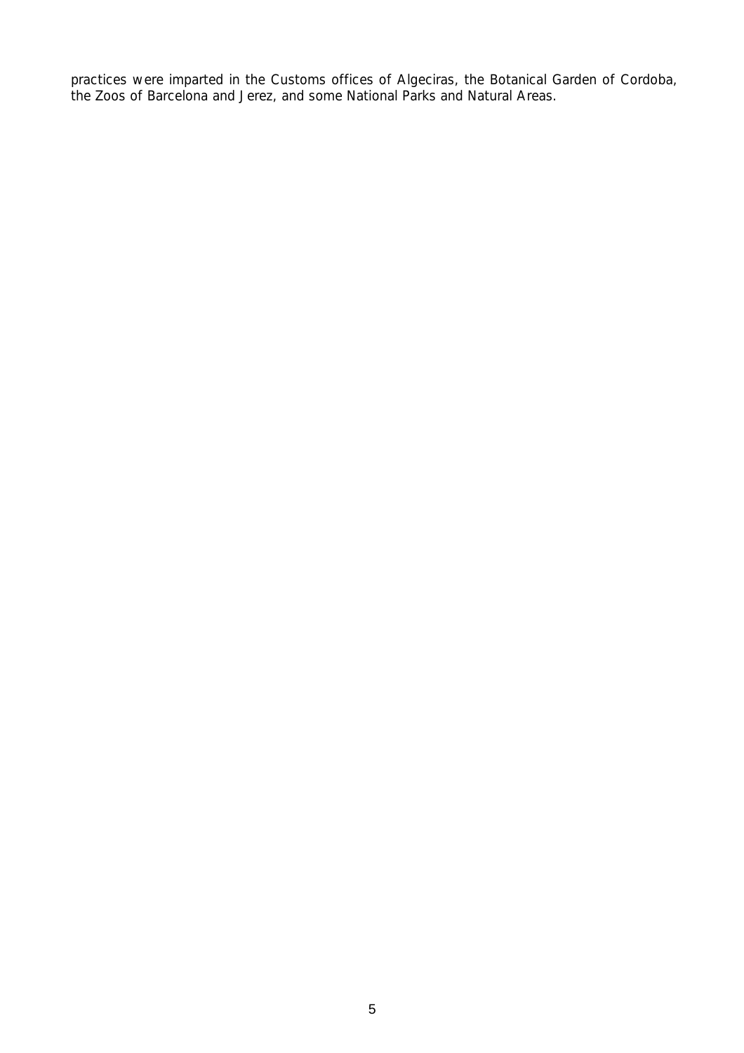practices were imparted in the Customs offices of Algeciras, the Botanical Garden of Cordoba, the Zoos of Barcelona and Jerez, and some National Parks and Natural Areas.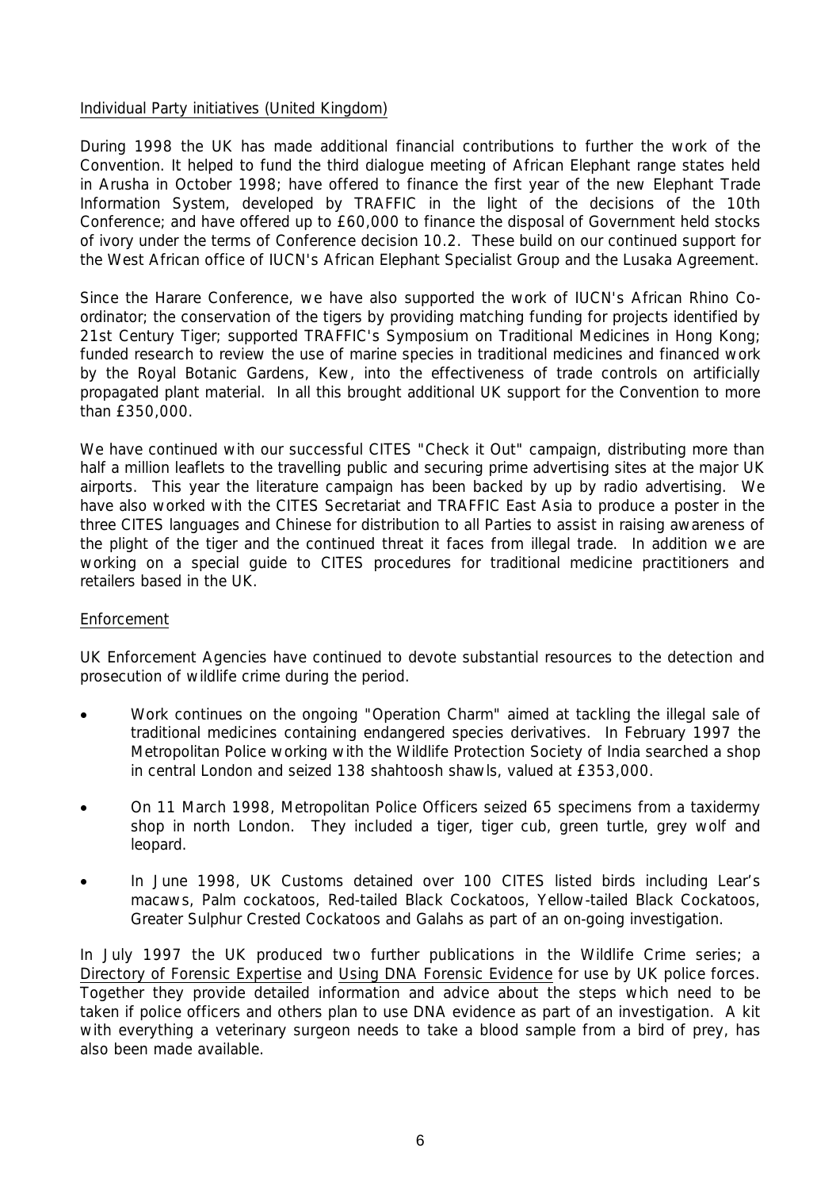Individual Party initiatives (United Kingdom)

During 1998 the UK has made additional financial contributions to further the work of the Convention. It helped to fund the third dialogue meeting of African Elephant range states held in Arusha in October 1998; have offered to finance the first year of the new Elephant Trade Information System, developed by TRAFFIC in the light of the decisions of the 10th Conference; and have offered up to £60,000 to finance the disposal of Government held stocks of ivory under the terms of Conference decision 10.2. These build on our continued support for the West African office of IUCN's African Elephant Specialist Group and the Lusaka Agreement.

Since the Harare Conference, we have also supported the work of IUCN's African Rhino Co-ordinator; the conservation of the tigers by providing matching funding for projects identified by 21st Century Tiger; supported TRAFFIC's Symposium on Traditional Medicines in Hong Kong; funded research to review the use of marine species in traditional medicines and financed work by the Royal Botanic Gardens, Kew, into the effectiveness of trade controls on artificially propagated plant material. In all this brought additional UK support for the Convention to more than £350,000.

We have continued with our successful CITES "Check it Out" campaign, distributing more than half a million leaflets to the travelling public and securing prime advertising sites at the major UK airports. This year the literature campaign has been backed by up by radio advertising. We have also worked with the CITES Secretariat and TRAFFIC East Asia to produce a poster in the three CITES languages and Chinese for distribution to all Parties to assist in raising awareness of the plight of the tiger and the continued threat it faces from illegal trade. In addition we are working on a special guide to CITES procedures for traditional medicine practitioners and retailers based in the UK.

Enforcement

UK Enforcement Agencies have continued to devote substantial resources to the detection and prosecution of wildlife crime during the period.

- Work continues on the ongoing "Operation Charm" aimed at tackling the illegal sale of traditional medicines containing endangered species derivatives. In February 1997 the Metropolitan Police working with the Wildlife Protection Society of India searched a shop in central London and seized 138 shahtoosh shawls, valued at £353,000.
- On 11 March 1998, Metropolitan Police Officers seized 65 specimens from a taxidermy shop in north London. They included a tiger, tiger cub, green turtle, grey wolf and leopard.
- In June 1998, UK Customs detained over 100 CITES listed birds including Lear's macaws, Palm cockatoos, Red-tailed Black Cockatoos, Yellow-tailed Black Cockatoos, Greater Sulphur Crested Cockatoos and Galahs as part of an on-going investigation.

In July 1997 the UK produced two further publications in the Wildlife Crime series; a Directory of Forensic Expertise and Using DNA Forensic Evidence for use by UK police forces. Together they provide detailed information and advice about the steps which need to be taken if police officers and others plan to use DNA evidence as part of an investigation. A kit with everything a veterinary surgeon needs to take a blood sample from a bird of prey, has also been made available.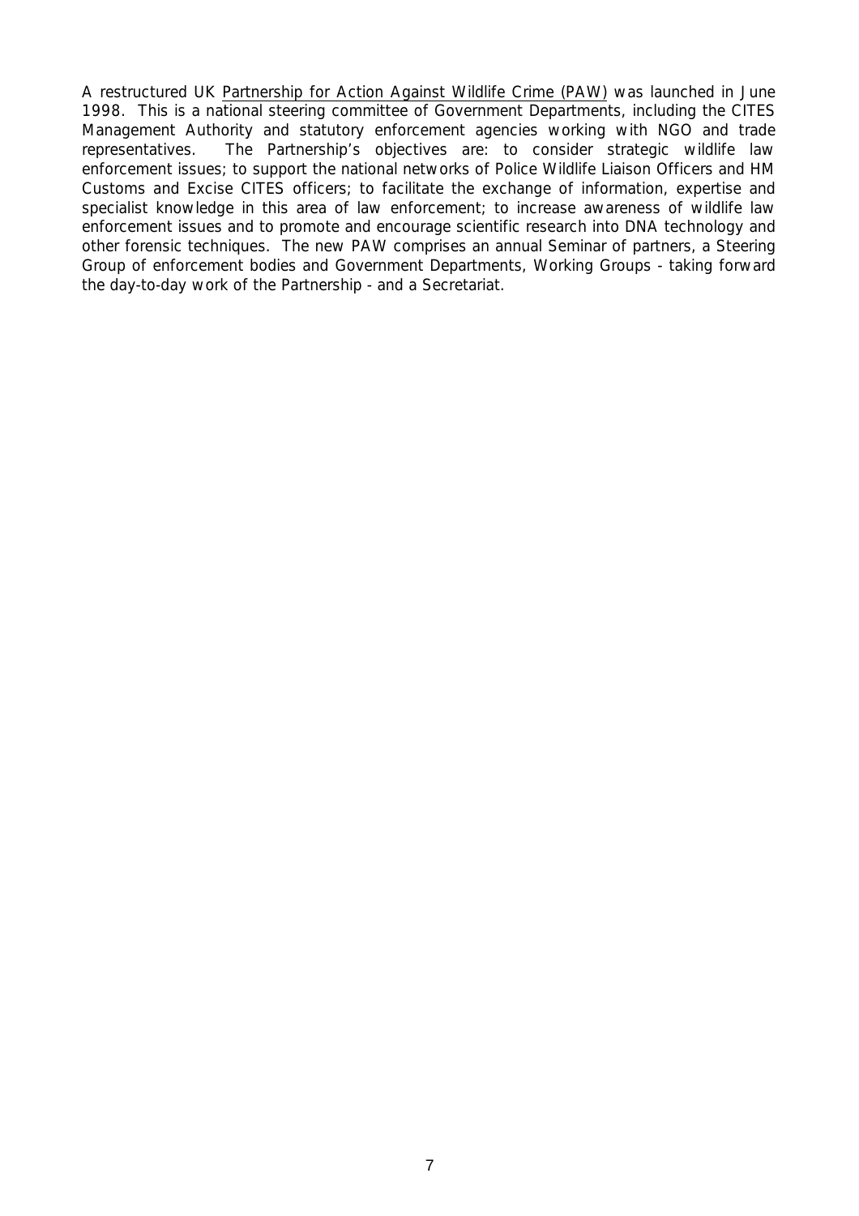A restructured UK Partnership for Action Against Wildlife Crime (PAW) was launched in June 1998. This is a national steering committee of Government Departments, including the CITES Management Authority and statutory enforcement agencies working with NGO and trade representatives. The Partnership's objectives are: to consider strategic wildlife law enforcement issues; to support the national networks of Police Wildlife Liaison Officers and HM Customs and Excise CITES officers; to facilitate the exchange of information, expertise and specialist knowledge in this area of law enforcement; to increase awareness of wildlife law enforcement issues and to promote and encourage scientific research into DNA technology and other forensic techniques. The new PAW comprises an annual Seminar of partners, a Steering Group of enforcement bodies and Government Departments, Working Groups - taking forward the day-to-day work of the Partnership - and a Secretariat.